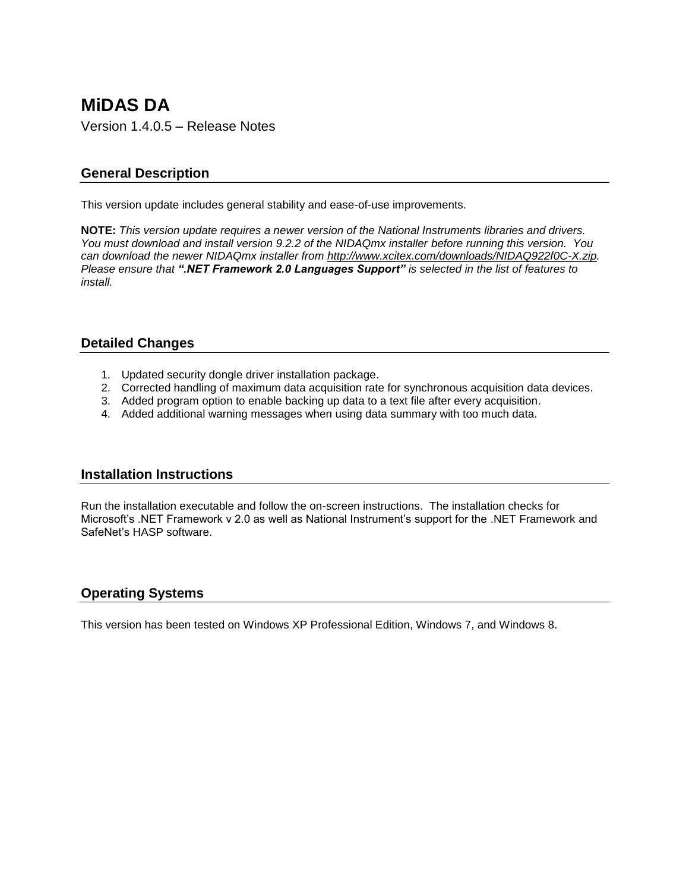# MiDAS DA

Version 1.4.0.5 – Release Notes

## General Description

This version update includes general stability and ease-of-use improvements.

**NOTE:** *This version update requires a newer version of the National Instruments libraries and drivers. You must download and install version 9.2.2 of the NIDAQmx installer before running this version. You can download the newer NIDAQmx installer from [http://www.xcitex.com/downloads/NIDAQ922f0C-X.zip](http://www.xcitex.com/downloads/NIDAQ922f0C-X.zip). Please ensure that **".NET Framework 2.0 Languages Support"** is selected in the list of features to install.*

## Detailed Changes

1. Updated security dongle driver installation package.
2. Corrected handling of maximum data acquisition rate for synchronous acquisition data devices.
3. Added program option to enable backing up data to a text file after every acquisition.
4. Added additional warning messages when using data summary with too much data.

## Installation Instructions

Run the installation executable and follow the on-screen instructions. The installation checks for Microsoft's .NET Framework v 2.0 as well as National Instrument's support for the .NET Framework and SafeNet's HASP software.

## Operating Systems

This version has been tested on Windows XP Professional Edition, Windows 7, and Windows 8.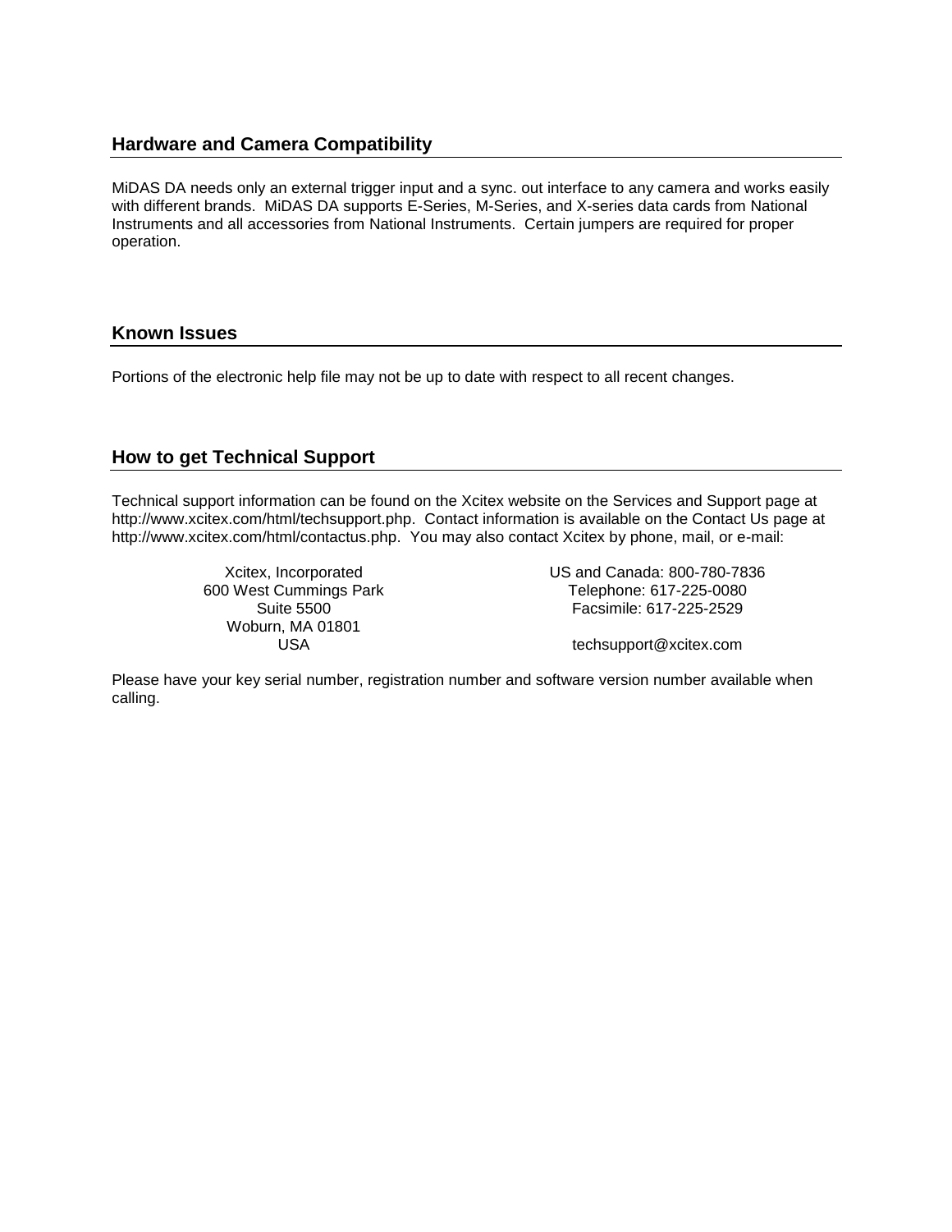## Hardware and Camera Compatibility

MiDAS DA needs only an external trigger input and a sync. out interface to any camera and works easily with different brands. MiDAS DA supports E-Series, M-Series, and X-series data cards from National Instruments and all accessories from National Instruments. Certain jumpers are required for proper operation.

## Known Issues

Portions of the electronic help file may not be up to date with respect to all recent changes.

## How to get Technical Support

Technical support information can be found on the Xcitex website on the Services and Support page at http://www.xcitex.com/html/techsupport.php. Contact information is available on the Contact Us page at http://www.xcitex.com/html/contactus.php. You may also contact Xcitex by phone, mail, or e-mail:

Xcitex, Incorporated
600 West Cummings Park
Suite 5500
Woburn, MA 01801
USA

US and Canada: 800-780-7836
Telephone: 617-225-0080
Facsimile: 617-225-2529

techsupport@xcitex.com

Please have your key serial number, registration number and software version number available when calling.